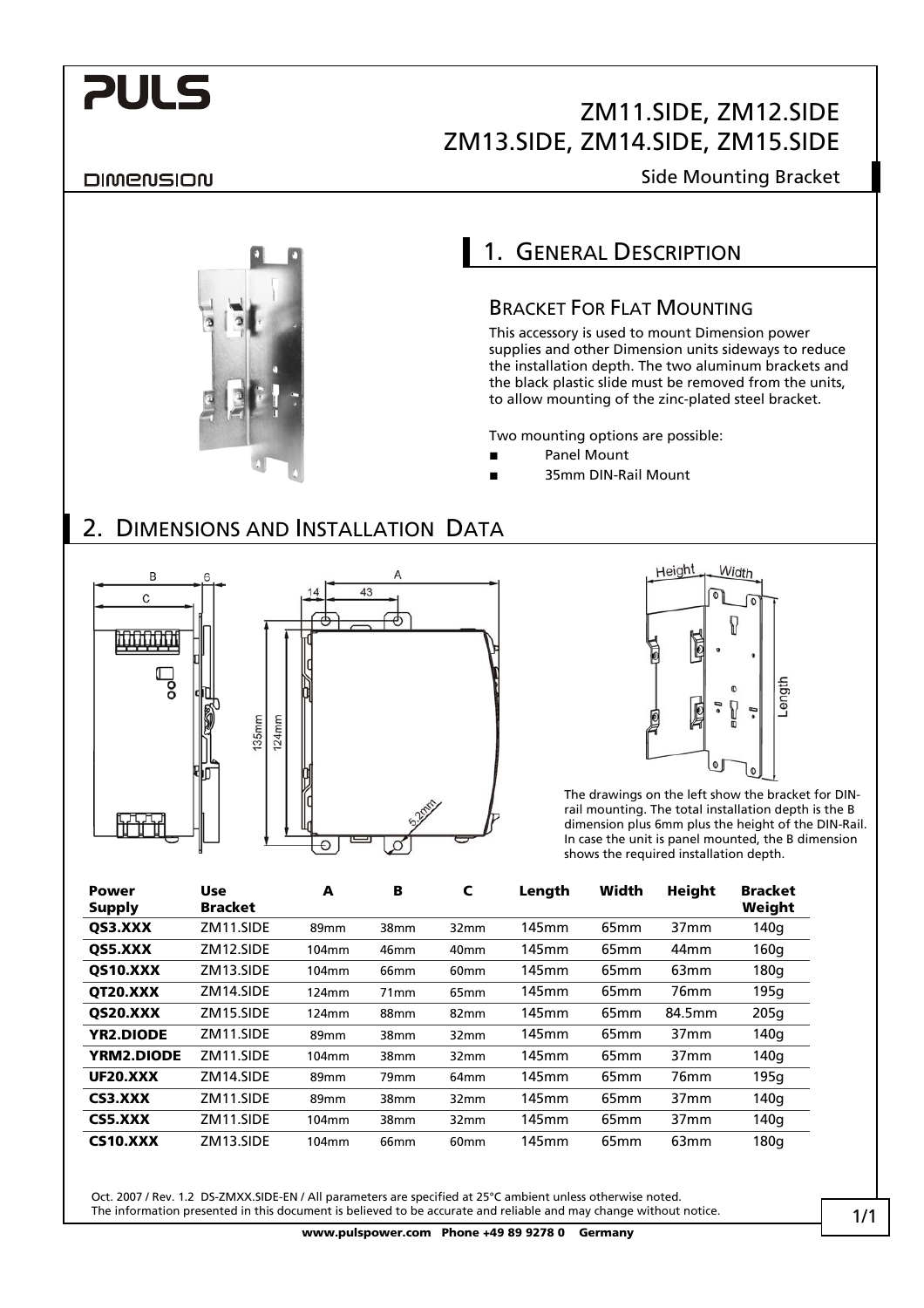# ZM11.SIDE, ZM12.SIDE ZM13.SIDE, ZM14.SIDE, ZM15.SIDE

Side Mounting Bracket

## 1. General Description

### Bracket For Flat Mounting

This accessory is used to mount Dimension power supplies and other Dimension units sideways to reduce the installation depth. The two aluminum brackets and the black plastic slide must be removed from the units, to allow mounting of the zinc-plated steel bracket.

Two mounting options are possible:

- Panel Mount
- 35mm DIN-Rail Mount

## 2. Dimensions and Installation Data

The drawings on the left show the bracket for DIN-rail mounting. The total installation depth is the B dimension plus 6mm plus the height of the DIN-Rail. In case the unit is panel mounted, the B dimension shows the required installation depth.

| Power Supply | Use Bracket | A | B | C | Length | Width | Height | Bracket Weight |
|---|---|---|---|---|---|---|---|---|
| **QS3.XXX** | ZM11.SIDE | 89mm | 38mm | 32mm | 145mm | 65mm | 37mm | 140g |
| **QS5.XXX** | ZM12.SIDE | 104mm | 46mm | 40mm | 145mm | 65mm | 44mm | 160g |
| **QS10.XXX** | ZM13.SIDE | 104mm | 66mm | 60mm | 145mm | 65mm | 63mm | 180g |
| **QT20.XXX** | ZM14.SIDE | 124mm | 71mm | 65mm | 145mm | 65mm | 76mm | 195g |
| **QS20.XXX** | ZM15.SIDE | 124mm | 88mm | 82mm | 145mm | 65mm | 84.5mm | 205g |
| **YR2.DIODE** | ZM11.SIDE | 89mm | 38mm | 32mm | 145mm | 65mm | 37mm | 140g |
| **YRM2.DIODE** | ZM11.SIDE | 104mm | 38mm | 32mm | 145mm | 65mm | 37mm | 140g |
| **UF20.XXX** | ZM14.SIDE | 89mm | 79mm | 64mm | 145mm | 65mm | 76mm | 195g |
| **CS3.XXX** | ZM11.SIDE | 89mm | 38mm | 32mm | 145mm | 65mm | 37mm | 140g |
| **CS5.XXX** | ZM11.SIDE | 104mm | 38mm | 32mm | 145mm | 65mm | 37mm | 140g |
| **CS10.XXX** | ZM13.SIDE | 104mm | 66mm | 60mm | 145mm | 65mm | 63mm | 180g |

Oct. 2007 / Rev. 1.2 DS-ZMXX.SIDE-EN / All parameters are specified at 25°C ambient unless otherwise noted.
The information presented in this document is believed to be accurate and reliable and may change without notice.

**www.pulspower.com Phone +49 89 9278 0 Germany**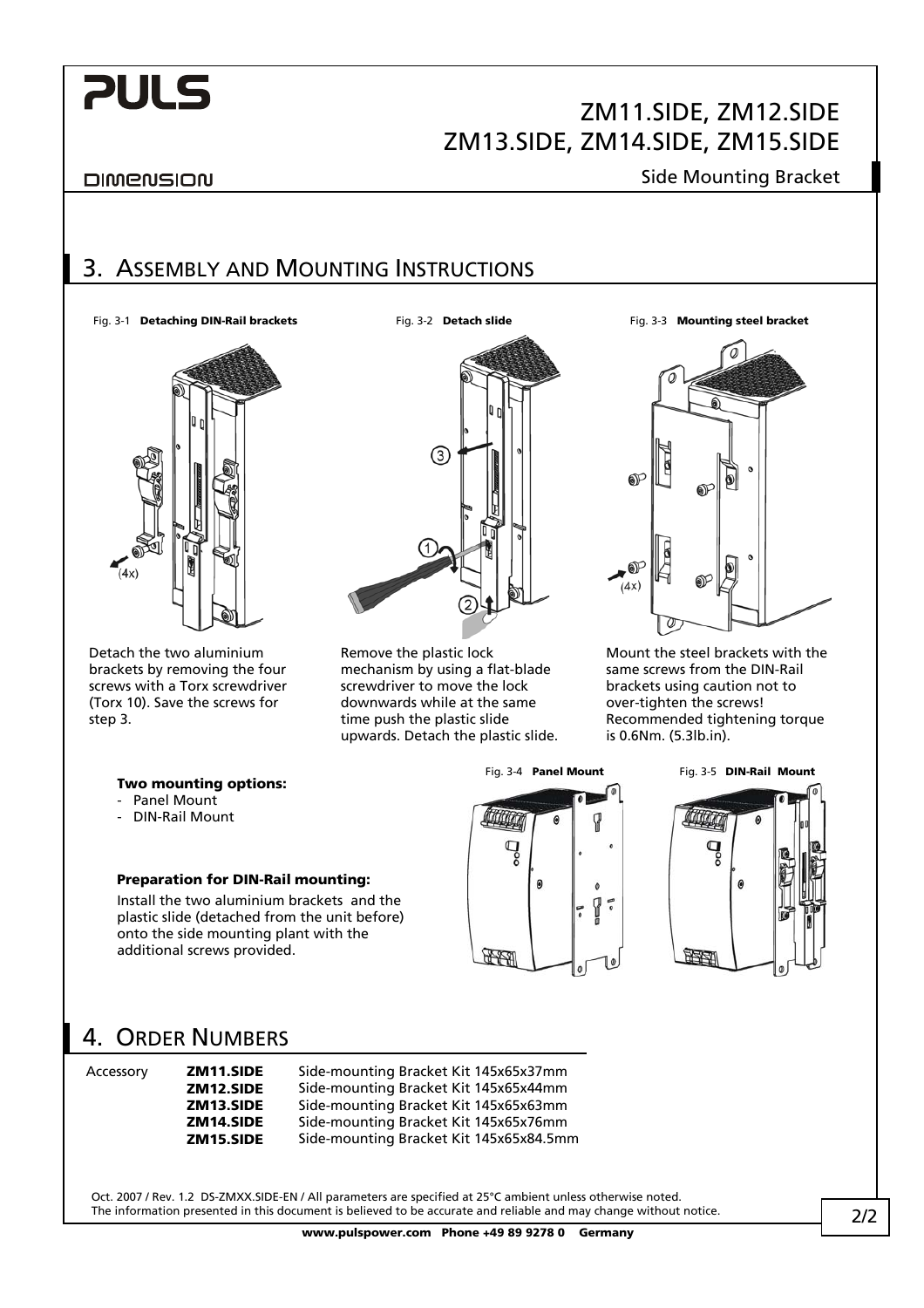## 3. Assembly and Mounting Instructions

Fig. 3-1 **Detaching DIN-Rail brackets**

(4x)

Detach the two aluminium brackets by removing the four screws with a Torx screwdriver (Torx 10). Save the screws for step 3.

Fig. 3-2 **Detach slide**

3

1

2

Remove the plastic lock mechanism by using a flat-blade screwdriver to move the lock downwards while at the same time push the plastic slide upwards. Detach the plastic slide.

Fig. 3-3 **Mounting steel bracket**

(4x)

Mount the steel brackets with the same screws from the DIN-Rail brackets using caution not to over-tighten the screws! Recommended tightening torque is 0.6Nm. (5.3lb.in).

**Two mounting options:**

- Panel Mount
- DIN-Rail Mount

**Preparation for DIN-Rail mounting:**

Install the two aluminium brackets and the plastic slide (detached from the unit before) onto the side mounting plant with the additional screws provided.

Fig. 3-4 **Panel Mount**

Fig. 3-5 **DIN-Rail Mount**

## 4. Order Numbers

| | | |
|---|---|---|
| Accessory | **ZM11.SIDE** | Side-mounting Bracket Kit 145x65x37mm |
| | **ZM12.SIDE** | Side-mounting Bracket Kit 145x65x44mm |
| | **ZM13.SIDE** | Side-mounting Bracket Kit 145x65x63mm |
| | **ZM14.SIDE** | Side-mounting Bracket Kit 145x65x76mm |
| | **ZM15.SIDE** | Side-mounting Bracket Kit 145x65x84.5mm |

Oct. 2007 / Rev. 1.2 DS-ZMXX.SIDE-EN / All parameters are specified at 25°C ambient unless otherwise noted.
The information presented in this document is believed to be accurate and reliable and may change without notice.